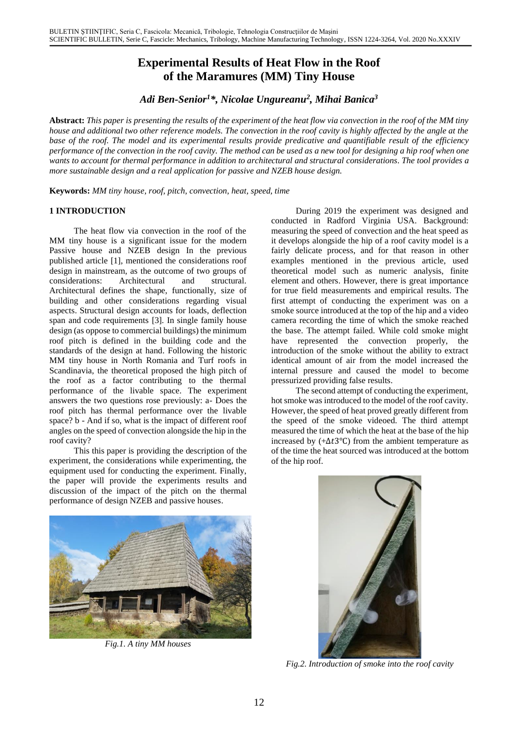# Experimental Results of Heat Flow in the Roof of the Maramures (MM) Tiny House

***Adi Ben-Senior[1]*, Nicolae Ungureanu[2], Mihai Banica[3]***

**Abstract:** *This paper is presenting the results of the experiment of the heat flow via convection in the roof of the MM tiny house and additional two other reference models. The convection in the roof cavity is highly affected by the angle at the base of the roof. The model and its experimental results provide predicative and quantifiable result of the efficiency performance of the convection in the roof cavity. The method can be used as a new tool for designing a hip roof when one wants to account for thermal performance in addition to architectural and structural considerations. The tool provides a more sustainable design and a real application for passive and NZEB house design.*

**Keywords:** *MM tiny house, roof, pitch, convection, heat, speed, time*

## 1 INTRODUCTION

The heat flow via convection in the roof of the MM tiny house is a significant issue for the modern Passive house and NZEB design In the previous published article [1], mentioned the considerations roof design in mainstream, as the outcome of two groups of considerations: Architectural and structural. Architectural defines the shape, functionally, size of building and other considerations regarding visual aspects. Structural design accounts for loads, deflection span and code requirements [3]. In single family house design (as oppose to commercial buildings) the minimum roof pitch is defined in the building code and the standards of the design at hand. Following the historic MM tiny house in North Romania and Turf roofs in Scandinavia, the theoretical proposed the high pitch of the roof as a factor contributing to the thermal performance of the livable space. The experiment answers the two questions rose previously: a- Does the roof pitch has thermal performance over the livable space? b - And if so, what is the impact of different roof angles on the speed of convection alongside the hip in the roof cavity?

This this paper is providing the description of the experiment, the considerations while experimenting, the equipment used for conducting the experiment. Finally, the paper will provide the experiments results and discussion of the impact of the pitch on the thermal performance of design NZEB and passive houses.

*Fig.1. A tiny MM houses*

During 2019 the experiment was designed and conducted in Radford Virginia USA. Background: measuring the speed of convection and the heat speed as it develops alongside the hip of a roof cavity model is a fairly delicate process, and for that reason in other examples mentioned in the previous article, used theoretical model such as numeric analysis, finite element and others. However, there is great importance for true field measurements and empirical results. The first attempt of conducting the experiment was on a smoke source introduced at the top of the hip and a video camera recording the time of which the smoke reached the base. The attempt failed. While cold smoke might have represented the convection properly, the introduction of the smoke without the ability to extract identical amount of air from the model increased the internal pressure and caused the model to become pressurized providing false results.

The second attempt of conducting the experiment, hot smoke was introduced to the model of the roof cavity. However, the speed of heat proved greatly different from the speed of the smoke videoed. The third attempt measured the time of which the heat at the base of the hip increased by ($+\Delta t 3℃$) from the ambient temperature as of the time the heat sourced was introduced at the bottom of the hip roof.

*Fig.2. Introduction of smoke into the roof cavity*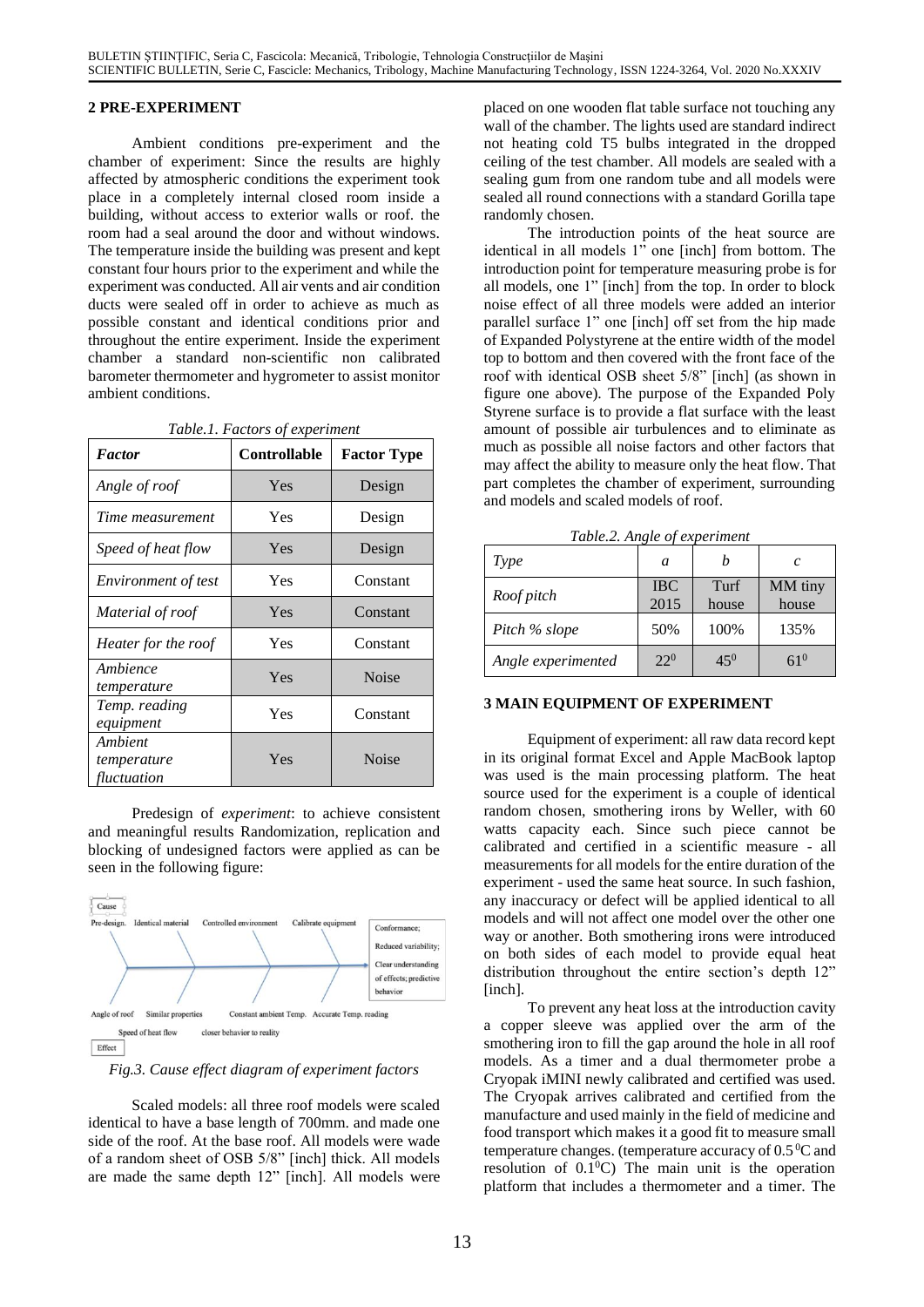## 2 PRE-EXPERIMENT

Ambient conditions pre-experiment and the chamber of experiment: Since the results are highly affected by atmospheric conditions the experiment took place in a completely internal closed room inside a building, without access to exterior walls or roof. the room had a seal around the door and without windows. The temperature inside the building was present and kept constant four hours prior to the experiment and while the experiment was conducted. All air vents and air condition ducts were sealed off in order to achieve as much as possible constant and identical conditions prior and throughout the entire experiment. Inside the experiment chamber a standard non-scientific non calibrated barometer thermometer and hygrometer to assist monitor ambient conditions.

*Table.1. Factors of experiment*

| *Factor* | **Controllable** | **Factor Type** |
|---|---|---|
| *Angle of roof* | Yes | Design |
| *Time measurement* | Yes | Design |
| *Speed of heat flow* | Yes | Design |
| *Environment of test* | Yes | Constant |
| *Material of roof* | Yes | Constant |
| *Heater for the roof* | Yes | Constant |
| *Ambience temperature* | Yes | Noise |
| *Temp. reading equipment* | Yes | Constant |
| *Ambient temperature fluctuation* | Yes | Noise |

Predesign of *experiment*: to achieve consistent and meaningful results Randomization, replication and blocking of undesigned factors were applied as can be seen in the following figure:

Cause

Pre-design. Identical material Controlled environment Calibrate equipment

Conformance; Reduced variability; Clear understanding of effects; predictive behavior

Angle of roof Similar properties Constant ambient Temp. Accurate Temp. reading

Speed of heat flow closer behavior to reality

Effect

*Fig.3. Cause effect diagram of experiment factors*

Scaled models: all three roof models were scaled identical to have a base length of 700mm. and made one side of the roof. At the base roof. All models were wade of a random sheet of OSB 5/8" [inch] thick. All models are made the same depth 12" [inch]. All models were placed on one wooden flat table surface not touching any wall of the chamber. The lights used are standard indirect not heating cold T5 bulbs integrated in the dropped ceiling of the test chamber. All models are sealed with a sealing gum from one random tube and all models were sealed all round connections with a standard Gorilla tape randomly chosen.

The introduction points of the heat source are identical in all models 1" one [inch] from bottom. The introduction point for temperature measuring probe is for all models, one 1" [inch] from the top. In order to block noise effect of all three models were added an interior parallel surface 1" one [inch] off set from the hip made of Expanded Polystyrene at the entire width of the model top to bottom and then covered with the front face of the roof with identical OSB sheet 5/8" [inch] (as shown in figure one above). The purpose of the Expanded Poly Styrene surface is to provide a flat surface with the least amount of possible air turbulences and to eliminate as much as possible all noise factors and other factors that may affect the ability to measure only the heat flow. That part completes the chamber of experiment, surrounding and models and scaled models of roof.

*Table.2. Angle of experiment*

| *Type* | *a* | *b* | *c* |
|---|---|---|---|
| *Roof pitch* | IBC 2015 | Turf house | MM tiny house |
| *Pitch % slope* | 50% | 100% | 135% |
| *Angle experimented* | $22^0$ | $45^0$ | $61^0$ |

## 3 MAIN EQUIPMENT OF EXPERIMENT

Equipment of experiment: all raw data record kept in its original format Excel and Apple MacBook laptop was used is the main processing platform. The heat source used for the experiment is a couple of identical random chosen, smothering irons by Weller, with 60 watts capacity each. Since such piece cannot be calibrated and certified in a scientific measure - all measurements for all models for the entire duration of the experiment - used the same heat source. In such fashion, any inaccuracy or defect will be applied identical to all models and will not affect one model over the other one way or another. Both smothering irons were introduced on both sides of each model to provide equal heat distribution throughout the entire section's depth 12" [inch].

To prevent any heat loss at the introduction cavity a copper sleeve was applied over the arm of the smothering iron to fill the gap around the hole in all roof models. As a timer and a dual thermometer probe a Cryopak iMINI newly calibrated and certified was used. The Cryopak arrives calibrated and certified from the manufacture and used mainly in the field of medicine and food transport which makes it a good fit to measure small temperature changes. (temperature accuracy of $0.5\,^0$C and resolution of $0.1^0$C) The main unit is the operation platform that includes a thermometer and a timer. The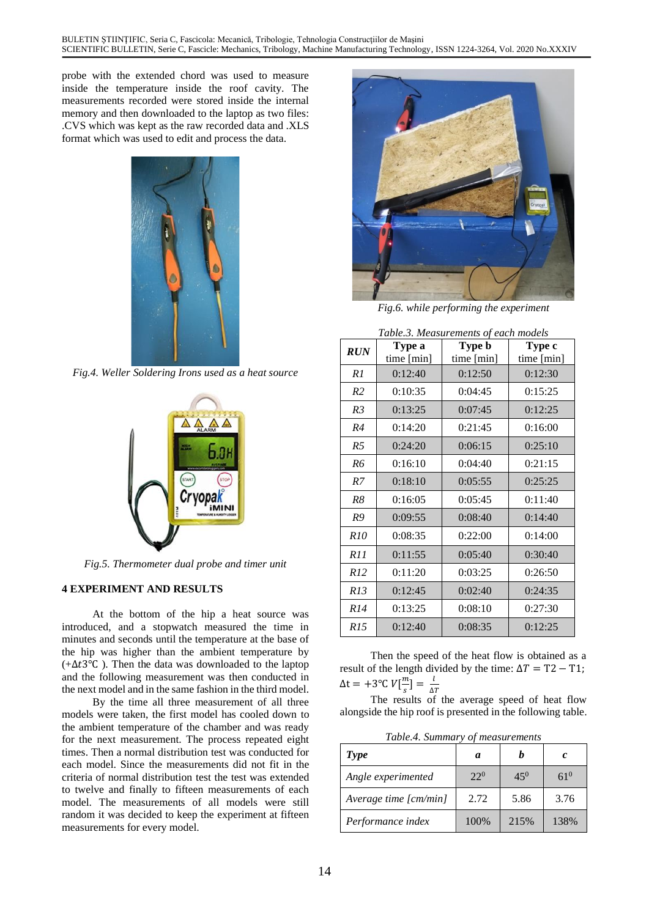probe with the extended chord was used to measure inside the temperature inside the roof cavity. The measurements recorded were stored inside the internal memory and then downloaded to the laptop as two files: .CVS which was kept as the raw recorded data and .XLS format which was used to edit and process the data.

*Fig.4. Weller Soldering Irons used as a heat source*

*Fig.5. Thermometer dual probe and timer unit*

## 4 EXPERIMENT AND RESULTS

At the bottom of the hip a heat source was introduced, and a stopwatch measured the time in minutes and seconds until the temperature at the base of the hip was higher than the ambient temperature by ($+\Delta t 3°C$ ). Then the data was downloaded to the laptop and the following measurement was then conducted in the next model and in the same fashion in the third model.

By the time all three measurement of all three models were taken, the first model has cooled down to the ambient temperature of the chamber and was ready for the next measurement. The process repeated eight times. Then a normal distribution test was conducted for each model. Since the measurements did not fit in the criteria of normal distribution test the test was extended to twelve and finally to fifteen measurements of each model. The measurements of all models were still random it was decided to keep the experiment at fifteen measurements for every model.

*Fig.6. while performing the experiment*

*Table.3. Measurements of each models*

| *RUN* | **Type a** time [min] | **Type b** time [min] | **Type c** time [min] |
|---|---|---|---|
| *R1* | 0:12:40 | 0:12:50 | 0:12:30 |
| *R2* | 0:10:35 | 0:04:45 | 0:15:25 |
| *R3* | 0:13:25 | 0:07:45 | 0:12:25 |
| *R4* | 0:14:20 | 0:21:45 | 0:16:00 |
| *R5* | 0:24:20 | 0:06:15 | 0:25:10 |
| *R6* | 0:16:10 | 0:04:40 | 0:21:15 |
| *R7* | 0:18:10 | 0:05:55 | 0:25:25 |
| *R8* | 0:16:05 | 0:05:45 | 0:11:40 |
| *R9* | 0:09:55 | 0:08:40 | 0:14:40 |
| *R10* | 0:08:35 | 0:22:00 | 0:14:00 |
| *R11* | 0:11:55 | 0:05:40 | 0:30:40 |
| *R12* | 0:11:20 | 0:03:25 | 0:26:50 |
| *R13* | 0:12:45 | 0:02:40 | 0:24:35 |
| *R14* | 0:13:25 | 0:08:10 | 0:27:30 |
| *R15* | 0:12:40 | 0:08:35 | 0:12:25 |

Then the speed of the heat flow is obtained as a result of the length divided by the time: $\Delta T = T2 - T1$; $\Delta t = +3°C \; V[\frac{m}{s}] = \frac{l}{\Delta T}$

The results of the average speed of heat flow alongside the hip roof is presented in the following table.

*Table.4. Summary of measurements*

| *Type* | *a* | *b* | *c* |
|---|---|---|---|
| *Angle experimented* | $22^0$ | $45^0$ | $61^0$ |
| *Average time [cm/min]* | 2.72 | 5.86 | 3.76 |
| *Performance index* | 100% | 215% | 138% |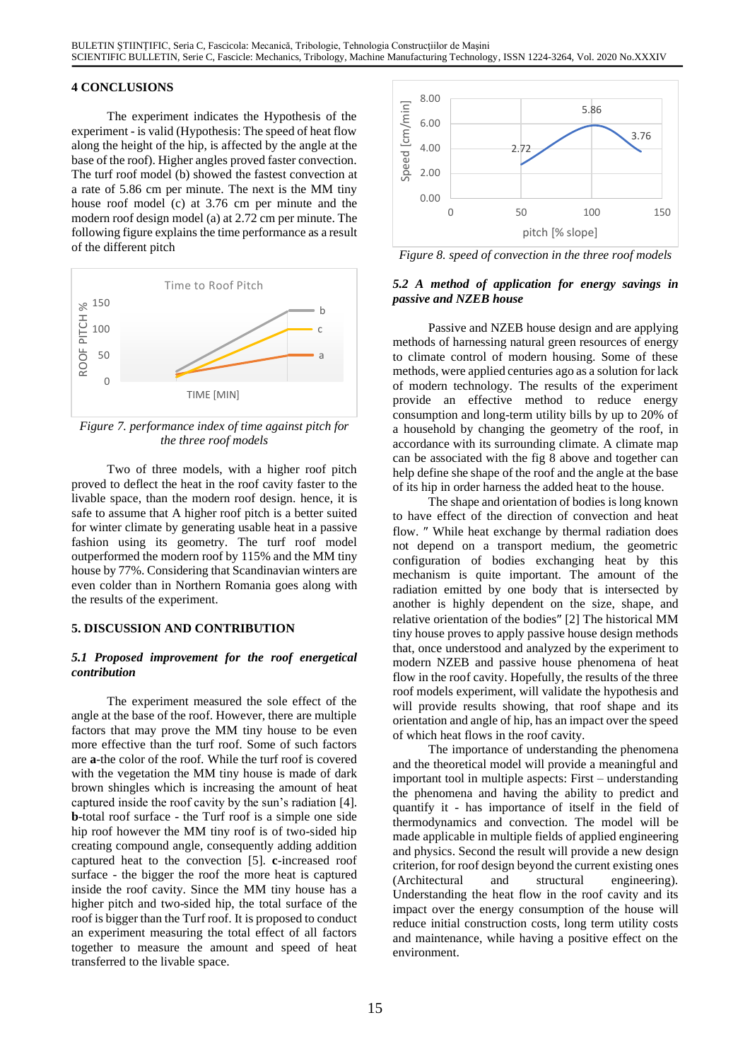## 4 CONCLUSIONS

The experiment indicates the Hypothesis of the experiment - is valid (Hypothesis: The speed of heat flow along the height of the hip, is affected by the angle at the base of the roof). Higher angles proved faster convection. The turf roof model (b) showed the fastest convection at a rate of 5.86 cm per minute. The next is the MM tiny house roof model (c) at 3.76 cm per minute and the modern roof design model (a) at 2.72 cm per minute. The following figure explains the time performance as a result of the different pitch

*Figure 7. performance index of time against pitch for the three roof models*

Two of three models, with a higher roof pitch proved to deflect the heat in the roof cavity faster to the livable space, than the modern roof design. hence, it is safe to assume that A higher roof pitch is a better suited for winter climate by generating usable heat in a passive fashion using its geometry. The turf roof model outperformed the modern roof by 115% and the MM tiny house by 77%. Considering that Scandinavian winters are even colder than in Northern Romania goes along with the results of the experiment.

## 5. DISCUSSION AND CONTRIBUTION

### *5.1 Proposed improvement for the roof energetical contribution*

The experiment measured the sole effect of the angle at the base of the roof. However, there are multiple factors that may prove the MM tiny house to be even more effective than the turf roof. Some of such factors are **a**-the color of the roof. While the turf roof is covered with the vegetation the MM tiny house is made of dark brown shingles which is increasing the amount of heat captured inside the roof cavity by the sun's radiation [4]. **b**-total roof surface - the Turf roof is a simple one side hip roof however the MM tiny roof is of two-sided hip creating compound angle, consequently adding addition captured heat to the convection [5]. **c**-increased roof surface - the bigger the roof the more heat is captured inside the roof cavity. Since the MM tiny house has a higher pitch and two-sided hip, the total surface of the roof is bigger than the Turf roof. It is proposed to conduct an experiment measuring the total effect of all factors together to measure the amount and speed of heat transferred to the livable space.

*Figure 8. speed of convection in the three roof models*

### *5.2 A method of application for energy savings in passive and NZEB house*

Passive and NZEB house design and are applying methods of harnessing natural green resources of energy to climate control of modern housing. Some of these methods, were applied centuries ago as a solution for lack of modern technology. The results of the experiment provide an effective method to reduce energy consumption and long-term utility bills by up to 20% of a household by changing the geometry of the roof, in accordance with its surrounding climate. A climate map can be associated with the fig 8 above and together can help define she shape of the roof and the angle at the base of its hip in order harness the added heat to the house.

The shape and orientation of bodies is long known to have effect of the direction of convection and heat flow. " While heat exchange by thermal radiation does not depend on a transport medium, the geometric configuration of bodies exchanging heat by this mechanism is quite important. The amount of the radiation emitted by one body that is intersected by another is highly dependent on the size, shape, and relative orientation of the bodies" [2] The historical MM tiny house proves to apply passive house design methods that, once understood and analyzed by the experiment to modern NZEB and passive house phenomena of heat flow in the roof cavity. Hopefully, the results of the three roof models experiment, will validate the hypothesis and will provide results showing, that roof shape and its orientation and angle of hip, has an impact over the speed of which heat flows in the roof cavity.

The importance of understanding the phenomena and the theoretical model will provide a meaningful and important tool in multiple aspects: First – understanding the phenomena and having the ability to predict and quantify it - has importance of itself in the field of thermodynamics and convection. The model will be made applicable in multiple fields of applied engineering and physics. Second the result will provide a new design criterion, for roof design beyond the current existing ones (Architectural and structural engineering). Understanding the heat flow in the roof cavity and its impact over the energy consumption of the house will reduce initial construction costs, long term utility costs and maintenance, while having a positive effect on the environment.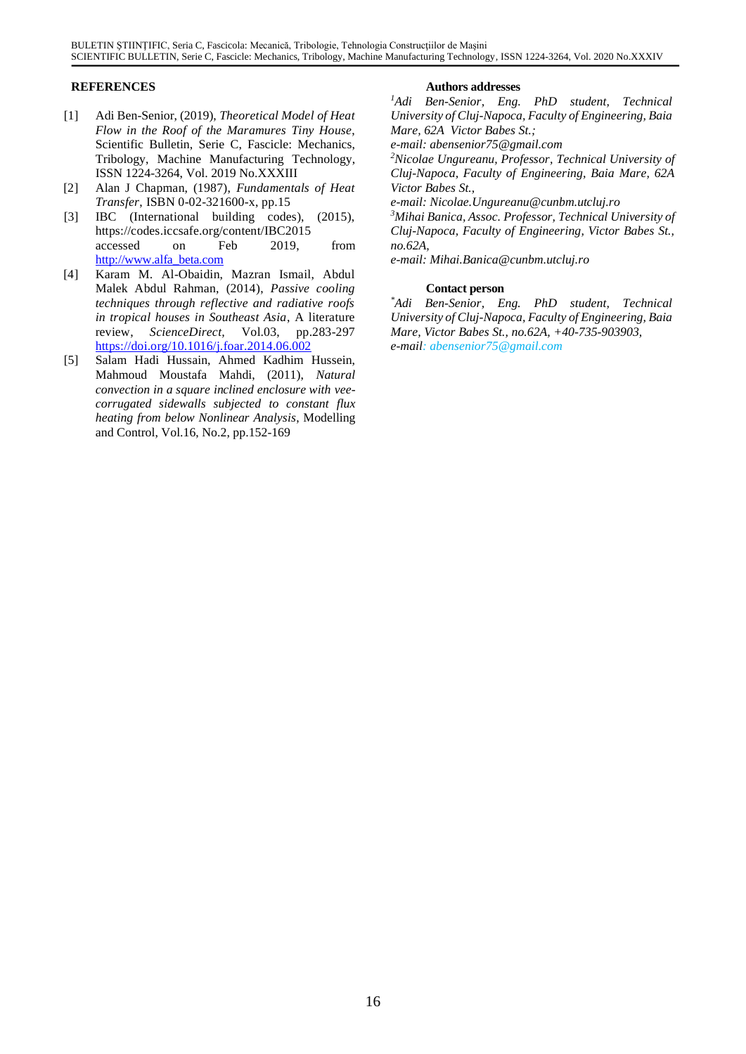## REFERENCES

[1] Adi Ben-Senior, (2019), *Theoretical Model of Heat Flow in the Roof of the Maramures Tiny House*, Scientific Bulletin, Serie C, Fascicle: Mechanics, Tribology, Machine Manufacturing Technology, ISSN 1224-3264, Vol. 2019 No.XXXIII

[2] Alan J Chapman, (1987), *Fundamentals of Heat Transfer*, ISBN 0-02-321600-x, pp.15

[3] IBC (International building codes), (2015), https://codes.iccsafe.org/content/IBC2015 accessed on Feb 2019, from http://www.alfa_beta.com

[4] Karam M. Al-Obaidin, Mazran Ismail, Abdul Malek Abdul Rahman, (2014), *Passive cooling techniques through reflective and radiative roofs in tropical houses in Southeast Asia*, A literature review, *ScienceDirect*, Vol.03, pp.283-297 https://doi.org/10.1016/j.foar.2014.06.002

[5] Salam Hadi Hussain, Ahmed Kadhim Hussein, Mahmoud Moustafa Mahdi, (2011), *Natural convection in a square inclined enclosure with vee-corrugated sidewalls subjected to constant flux heating from below Nonlinear Analysis*, Modelling and Control, Vol.16, No.2, pp.152-169

**Authors addresses**

*[1]Adi Ben-Senior, Eng. PhD student, Technical University of Cluj-Napoca, Faculty of Engineering, Baia Mare, 62A Victor Babes St.;*
*e-mail: abensenior75@gmail.com*

*[2]Nicolae Ungureanu, Professor, Technical University of Cluj-Napoca, Faculty of Engineering, Baia Mare, 62A Victor Babes St.,*
*e-mail: Nicolae.Ungureanu@cunbm.utcluj.ro*

*[3]Mihai Banica, Assoc. Professor, Technical University of Cluj-Napoca, Faculty of Engineering, Victor Babes St., no.62A,*
*e-mail: Mihai.Banica@cunbm.utcluj.ro*

**Contact person**

*[\*]Adi Ben-Senior, Eng. PhD student, Technical University of Cluj-Napoca, Faculty of Engineering, Baia Mare, Victor Babes St., no.62A, +40-735-903903,*
*e-mail: abensenior75@gmail.com*